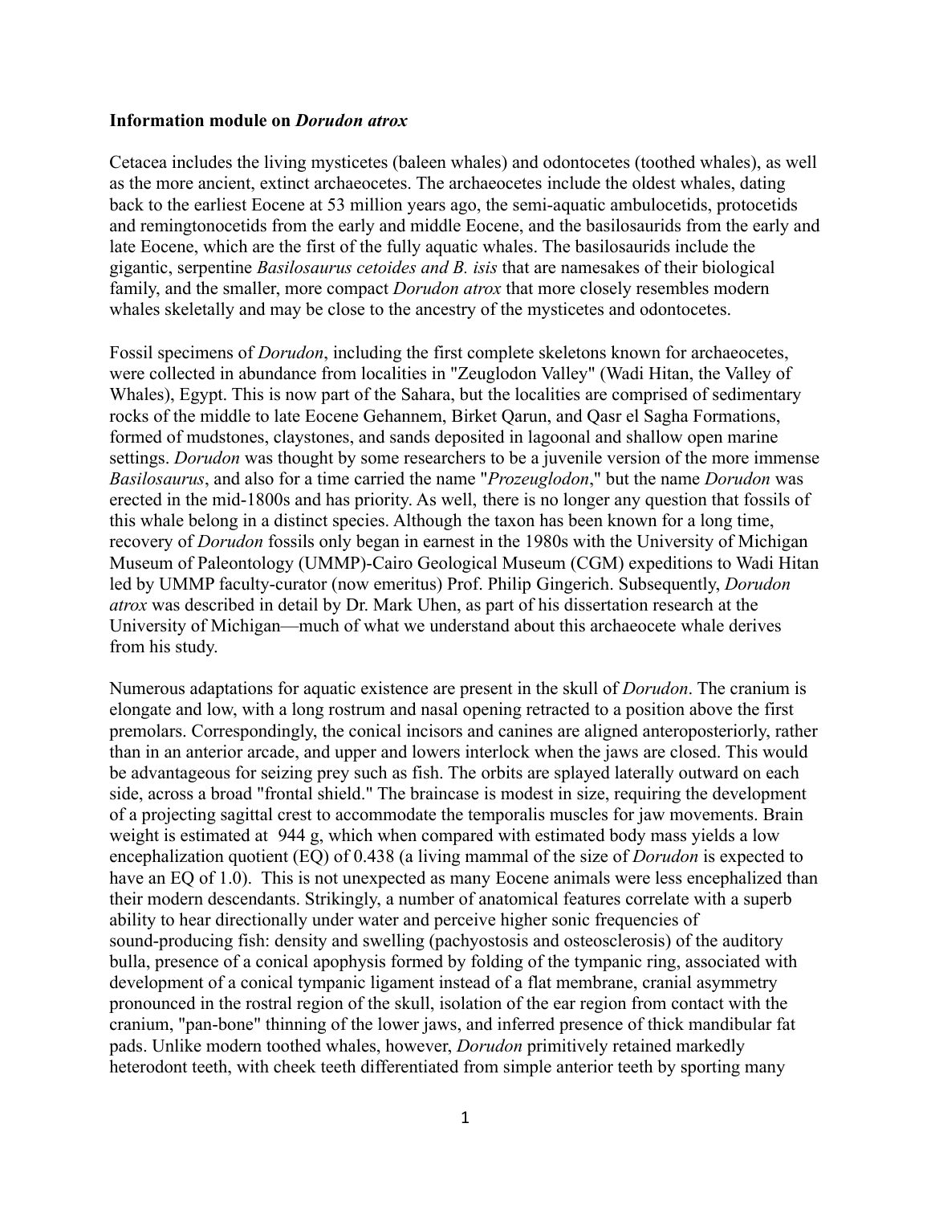**Information module on *Dorudon atrox***

Cetacea includes the living mysticetes (baleen whales) and odontocetes (toothed whales), as well as the more ancient, extinct archaeocetes. The archaeocetes include the oldest whales, dating back to the earliest Eocene at 53 million years ago, the semi-aquatic ambulocetids, protocetids and remingtonocetids from the early and middle Eocene, and the basilosaurids from the early and late Eocene, which are the first of the fully aquatic whales. The basilosaurids include the gigantic, serpentine *Basilosaurus cetoides and B. isis* that are namesakes of their biological family, and the smaller, more compact *Dorudon atrox* that more closely resembles modern whales skeletally and may be close to the ancestry of the mysticetes and odontocetes.

Fossil specimens of *Dorudon*, including the first complete skeletons known for archaeocetes, were collected in abundance from localities in "Zeuglodon Valley" (Wadi Hitan, the Valley of Whales), Egypt. This is now part of the Sahara, but the localities are comprised of sedimentary rocks of the middle to late Eocene Gehannem, Birket Qarun, and Qasr el Sagha Formations, formed of mudstones, claystones, and sands deposited in lagoonal and shallow open marine settings. *Dorudon* was thought by some researchers to be a juvenile version of the more immense *Basilosaurus*, and also for a time carried the name "*Prozeuglodon*," but the name *Dorudon* was erected in the mid-1800s and has priority. As well, there is no longer any question that fossils of this whale belong in a distinct species. Although the taxon has been known for a long time, recovery of *Dorudon* fossils only began in earnest in the 1980s with the University of Michigan Museum of Paleontology (UMMP)-Cairo Geological Museum (CGM) expeditions to Wadi Hitan led by UMMP faculty-curator (now emeritus) Prof. Philip Gingerich. Subsequently, *Dorudon atrox* was described in detail by Dr. Mark Uhen, as part of his dissertation research at the University of Michigan—much of what we understand about this archaeocete whale derives from his study.

Numerous adaptations for aquatic existence are present in the skull of *Dorudon*. The cranium is elongate and low, with a long rostrum and nasal opening retracted to a position above the first premolars. Correspondingly, the conical incisors and canines are aligned anteroposteriorly, rather than in an anterior arcade, and upper and lowers interlock when the jaws are closed. This would be advantageous for seizing prey such as fish. The orbits are splayed laterally outward on each side, across a broad "frontal shield." The braincase is modest in size, requiring the development of a projecting sagittal crest to accommodate the temporalis muscles for jaw movements. Brain weight is estimated at 944 g, which when compared with estimated body mass yields a low encephalization quotient (EQ) of 0.438 (a living mammal of the size of *Dorudon* is expected to have an EQ of 1.0). This is not unexpected as many Eocene animals were less encephalized than their modern descendants. Strikingly, a number of anatomical features correlate with a superb ability to hear directionally under water and perceive higher sonic frequencies of sound-producing fish: density and swelling (pachyostosis and osteosclerosis) of the auditory bulla, presence of a conical apophysis formed by folding of the tympanic ring, associated with development of a conical tympanic ligament instead of a flat membrane, cranial asymmetry pronounced in the rostral region of the skull, isolation of the ear region from contact with the cranium, "pan-bone" thinning of the lower jaws, and inferred presence of thick mandibular fat pads. Unlike modern toothed whales, however, *Dorudon* primitively retained markedly heterodont teeth, with cheek teeth differentiated from simple anterior teeth by sporting many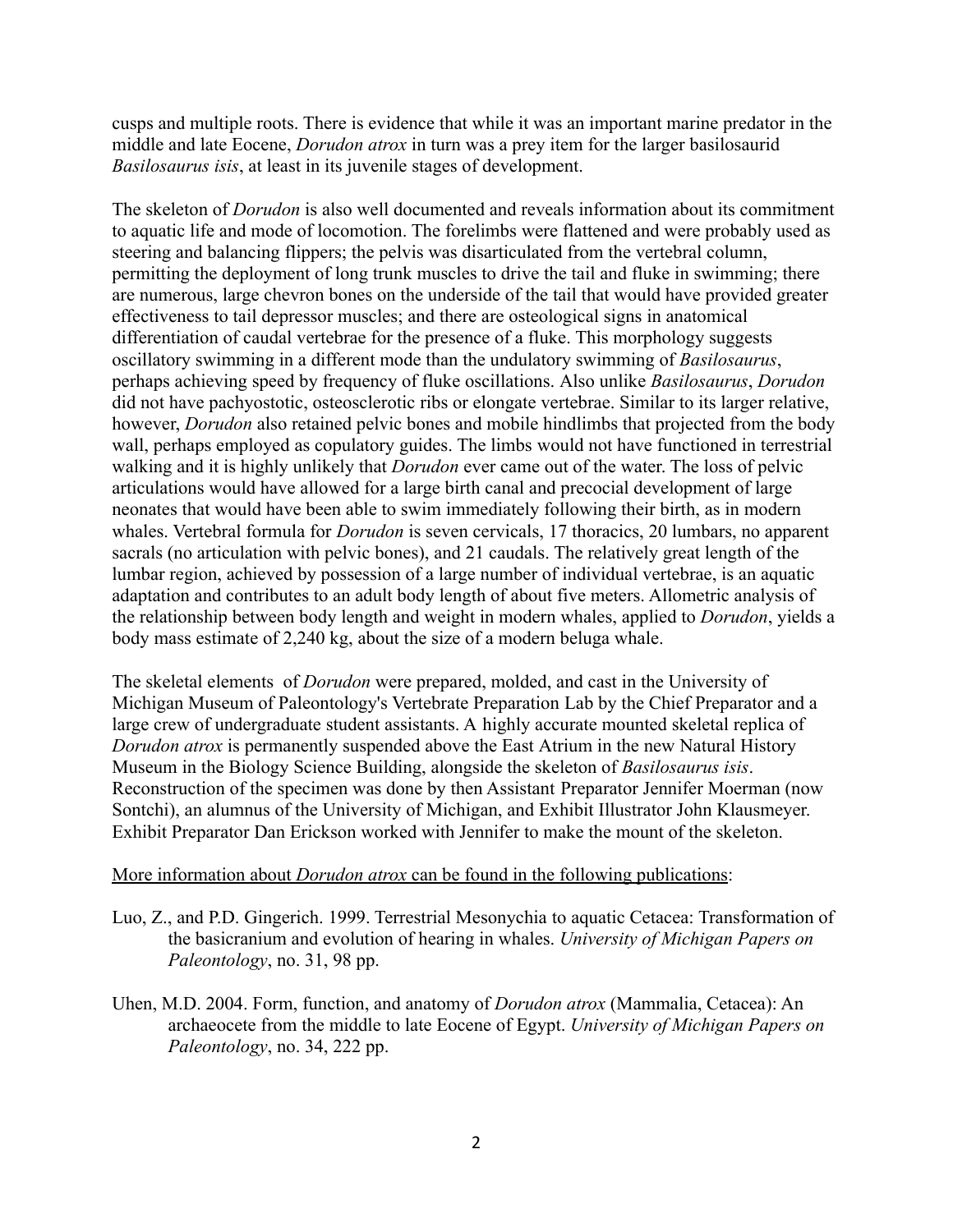cusps and multiple roots. There is evidence that while it was an important marine predator in the middle and late Eocene, *Dorudon atrox* in turn was a prey item for the larger basilosaurid *Basilosaurus isis*, at least in its juvenile stages of development.

The skeleton of *Dorudon* is also well documented and reveals information about its commitment to aquatic life and mode of locomotion. The forelimbs were flattened and were probably used as steering and balancing flippers; the pelvis was disarticulated from the vertebral column, permitting the deployment of long trunk muscles to drive the tail and fluke in swimming; there are numerous, large chevron bones on the underside of the tail that would have provided greater effectiveness to tail depressor muscles; and there are osteological signs in anatomical differentiation of caudal vertebrae for the presence of a fluke. This morphology suggests oscillatory swimming in a different mode than the undulatory swimming of *Basilosaurus*, perhaps achieving speed by frequency of fluke oscillations. Also unlike *Basilosaurus*, *Dorudon* did not have pachyostotic, osteosclerotic ribs or elongate vertebrae. Similar to its larger relative, however, *Dorudon* also retained pelvic bones and mobile hindlimbs that projected from the body wall, perhaps employed as copulatory guides. The limbs would not have functioned in terrestrial walking and it is highly unlikely that *Dorudon* ever came out of the water. The loss of pelvic articulations would have allowed for a large birth canal and precocial development of large neonates that would have been able to swim immediately following their birth, as in modern whales. Vertebral formula for *Dorudon* is seven cervicals, 17 thoracics, 20 lumbars, no apparent sacrals (no articulation with pelvic bones), and 21 caudals. The relatively great length of the lumbar region, achieved by possession of a large number of individual vertebrae, is an aquatic adaptation and contributes to an adult body length of about five meters. Allometric analysis of the relationship between body length and weight in modern whales, applied to *Dorudon*, yields a body mass estimate of 2,240 kg, about the size of a modern beluga whale.

The skeletal elements of *Dorudon* were prepared, molded, and cast in the University of Michigan Museum of Paleontology's Vertebrate Preparation Lab by the Chief Preparator and a large crew of undergraduate student assistants. A highly accurate mounted skeletal replica of *Dorudon atrox* is permanently suspended above the East Atrium in the new Natural History Museum in the Biology Science Building, alongside the skeleton of *Basilosaurus isis*. Reconstruction of the specimen was done by then Assistant Preparator Jennifer Moerman (now Sontchi), an alumnus of the University of Michigan, and Exhibit Illustrator John Klausmeyer. Exhibit Preparator Dan Erickson worked with Jennifer to make the mount of the skeleton.

<u>More information about *Dorudon atrox* can be found in the following publications</u>:

Luo, Z., and P.D. Gingerich. 1999. Terrestrial Mesonychia to aquatic Cetacea: Transformation of the basicranium and evolution of hearing in whales. *University of Michigan Papers on Paleontology*, no. 31, 98 pp.

Uhen, M.D. 2004. Form, function, and anatomy of *Dorudon atrox* (Mammalia, Cetacea): An archaeocete from the middle to late Eocene of Egypt. *University of Michigan Papers on Paleontology*, no. 34, 222 pp.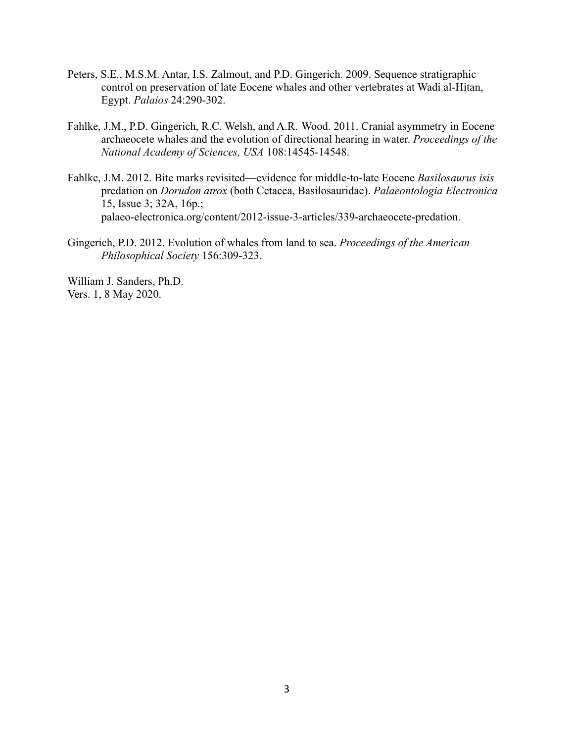Peters, S.E., M.S.M. Antar, I.S. Zalmout, and P.D. Gingerich. 2009. Sequence stratigraphic control on preservation of late Eocene whales and other vertebrates at Wadi al-Hitan, Egypt. *Palaios* 24:290-302.

Fahlke, J.M., P.D. Gingerich, R.C. Welsh, and A.R. Wood. 2011. Cranial asymmetry in Eocene archaeocete whales and the evolution of directional hearing in water. *Proceedings of the National Academy of Sciences, USA* 108:14545-14548.

Fahlke, J.M. 2012. Bite marks revisited—evidence for middle-to-late Eocene *Basilosaurus isis* predation on *Dorudon atrox* (both Cetacea, Basilosauridae). *Palaeontologia Electronica* 15, Issue 3; 32A, 16p.; palaeo-electronica.org/content/2012-issue-3-articles/339-archaeocete-predation.

Gingerich, P.D. 2012. Evolution of whales from land to sea. *Proceedings of the American Philosophical Society* 156:309-323.

William J. Sanders, Ph.D.
Vers. 1, 8 May 2020.